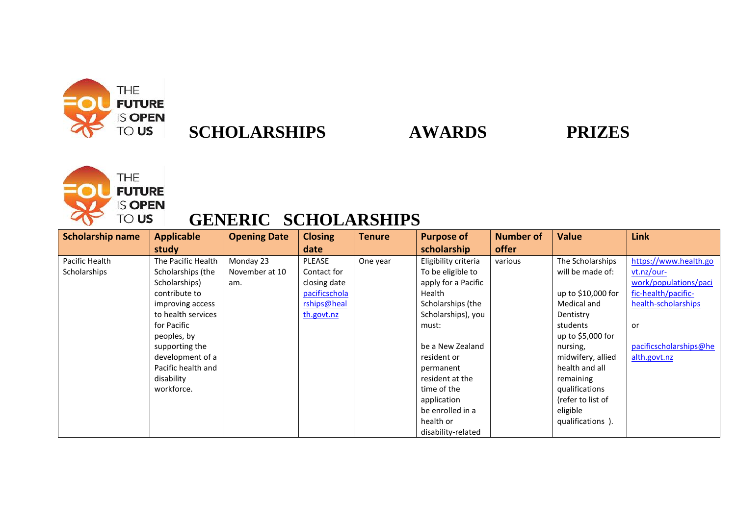THE **FUTURE** IS **OPEN** TO **US**

# SCHOLARSHIPS AWARDS PRIZES

THE **FUTURE** IS **OPEN** TO **US**

## GENERIC SCHOLARSHIPS

| Scholarship name | Applicable study | Opening Date | Closing date | Tenure | Purpose of scholarship | Number of offer | Value | Link |
|---|---|---|---|---|---|---|---|---|
| Pacific Health Scholarships | The Pacific Health Scholarships (the Scholarships) contribute to improving access to health services for Pacific peoples, by supporting the development of a Pacific health and disability workforce. | Monday 23 November at 10 am. | PLEASE Contact for closing date pacificscholarships@health.govt.nz | One year | Eligibility criteria To be eligible to apply for a Pacific Health Scholarships (the Scholarships), you must:<br><br>be a New Zealand resident or permanent resident at the time of the application be enrolled in a health or disability-related | various | The Scholarships will be made of:<br><br>up to $10,000 for Medical and Dentistry students up to $5,000 for nursing, midwifery, allied health and all remaining qualifications (refer to list of eligible qualifications ). | https://www.health.govt.nz/our-work/populations/pacific-health/pacific-health-scholarships<br><br>or<br><br>pacificscholarships@health.govt.nz |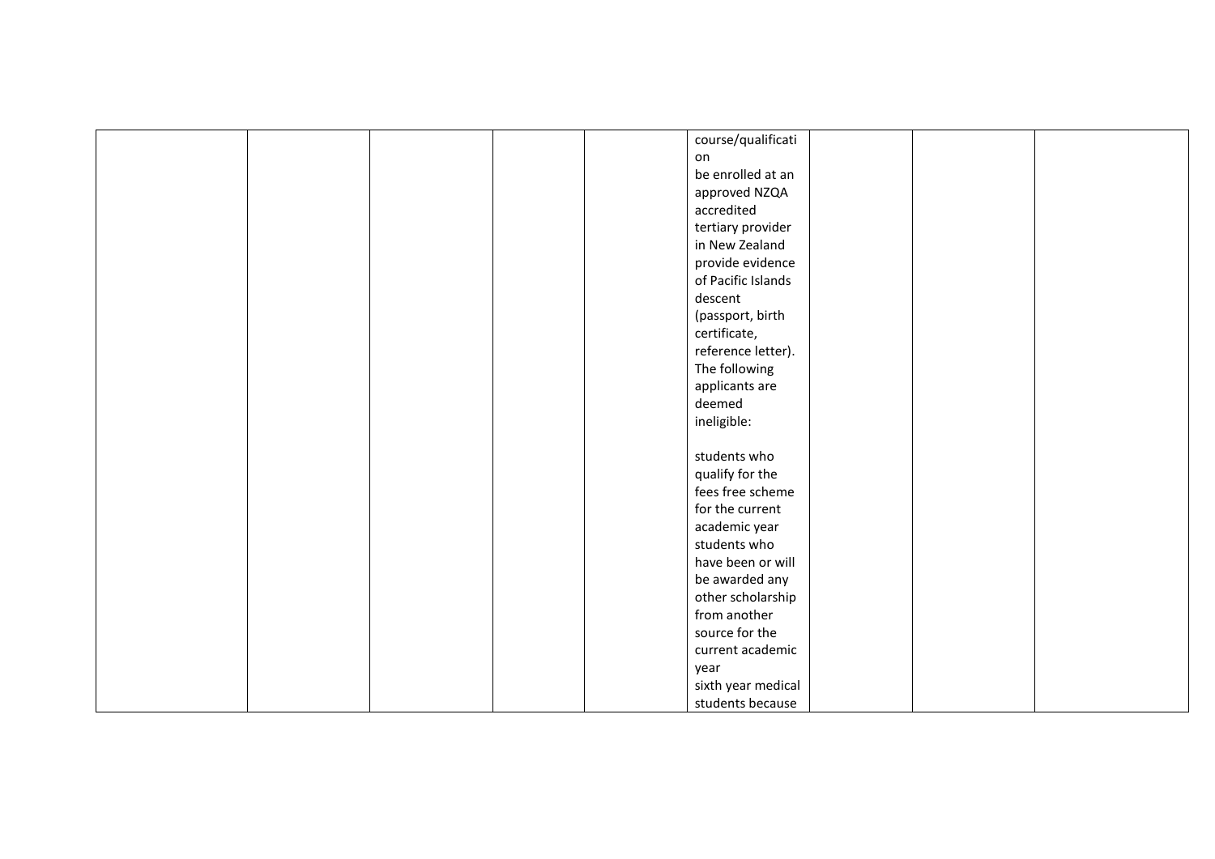| | | | | | | | | |
|---|---|---|---|---|---|---|---|---|
| | | | | | course/qualification<br>be enrolled at an approved NZQA accredited tertiary provider in New Zealand<br>provide evidence of Pacific Islands descent (passport, birth certificate, reference letter).<br>The following applicants are deemed ineligible:<br><br>students who qualify for the fees free scheme for the current academic year<br>students who have been or will be awarded any other scholarship from another source for the current academic year<br>sixth year medical students because | | | |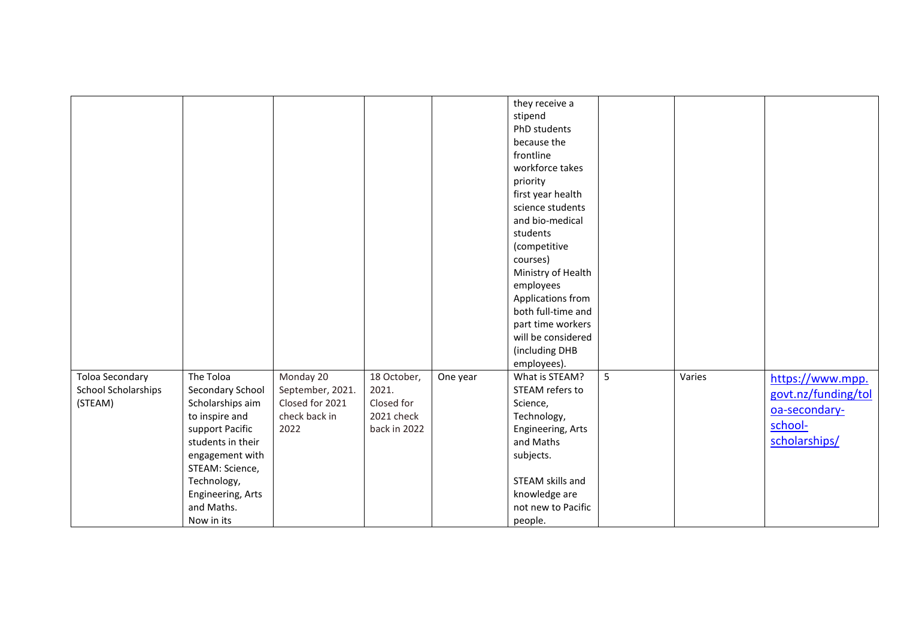| | | | | | | | | |
|---|---|---|---|---|---|---|---|---|
| | | | | | they receive a stipend<br>PhD students because the frontline workforce takes priority<br>first year health science students and bio-medical students (competitive courses)<br>Ministry of Health employees<br>Applications from both full-time and part time workers will be considered (including DHB employees). | | | |
| Toloa Secondary School Scholarships (STEAM) | The Toloa Secondary School Scholarships aim to inspire and support Pacific students in their engagement with STEAM: Science, Technology, Engineering, Arts and Maths.<br>Now in its | Monday 20 September, 2021. Closed for 2021 check back in 2022 | 18 October, 2021. Closed for 2021 check back in 2022 | One year | What is STEAM?<br>STEAM refers to Science, Technology, Engineering, Arts and Maths subjects.<br><br>STEAM skills and knowledge are not new to Pacific people. | 5 | Varies | https://www.mpp.govt.nz/funding/toloa-secondary-school-scholarships/ |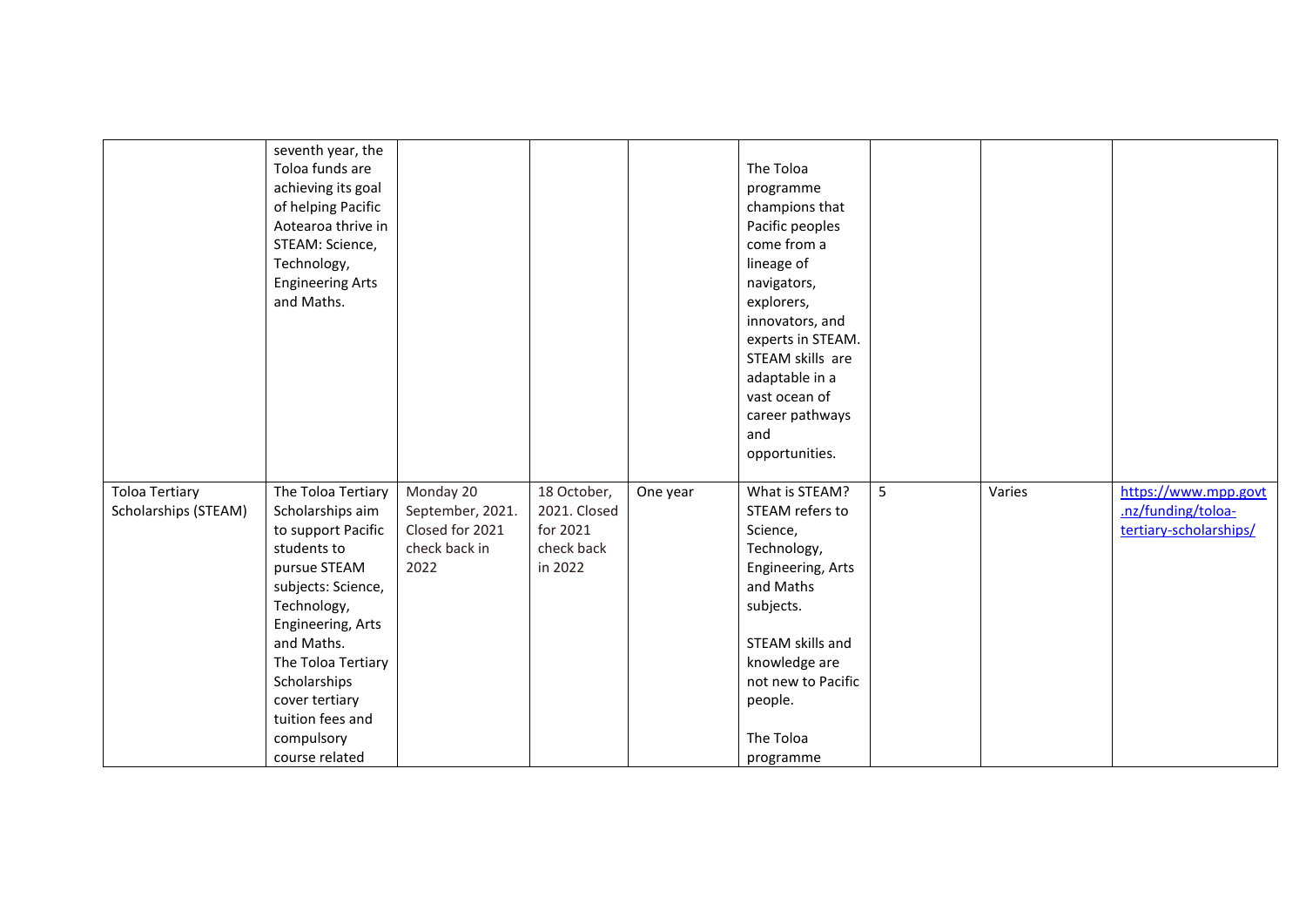| | | | | | | | | |
|---|---|---|---|---|---|---|---|---|
| | seventh year, the Toloa funds are achieving its goal of helping Pacific Aotearoa thrive in STEAM: Science, Technology, Engineering Arts and Maths. | | | | The Toloa programme champions that Pacific peoples come from a lineage of navigators, explorers, innovators, and experts in STEAM. STEAM skills are adaptable in a vast ocean of career pathways and opportunities. | | | |
| Toloa Tertiary Scholarships (STEAM) | The Toloa Tertiary Scholarships aim to support Pacific students to pursue STEAM subjects: Science, Technology, Engineering, Arts and Maths. The Toloa Tertiary Scholarships cover tertiary tuition fees and compulsory course related | Monday 20 September, 2021. Closed for 2021 check back in 2022 | 18 October, 2021. Closed for 2021 check back in 2022 | One year | What is STEAM? STEAM refers to Science, Technology, Engineering, Arts and Maths subjects. STEAM skills and knowledge are not new to Pacific people. The Toloa programme | 5 | Varies | [https://www.mpp.govt.nz/funding/toloa-tertiary-scholarships/](https://www.mpp.govt.nz/funding/toloa-tertiary-scholarships/) |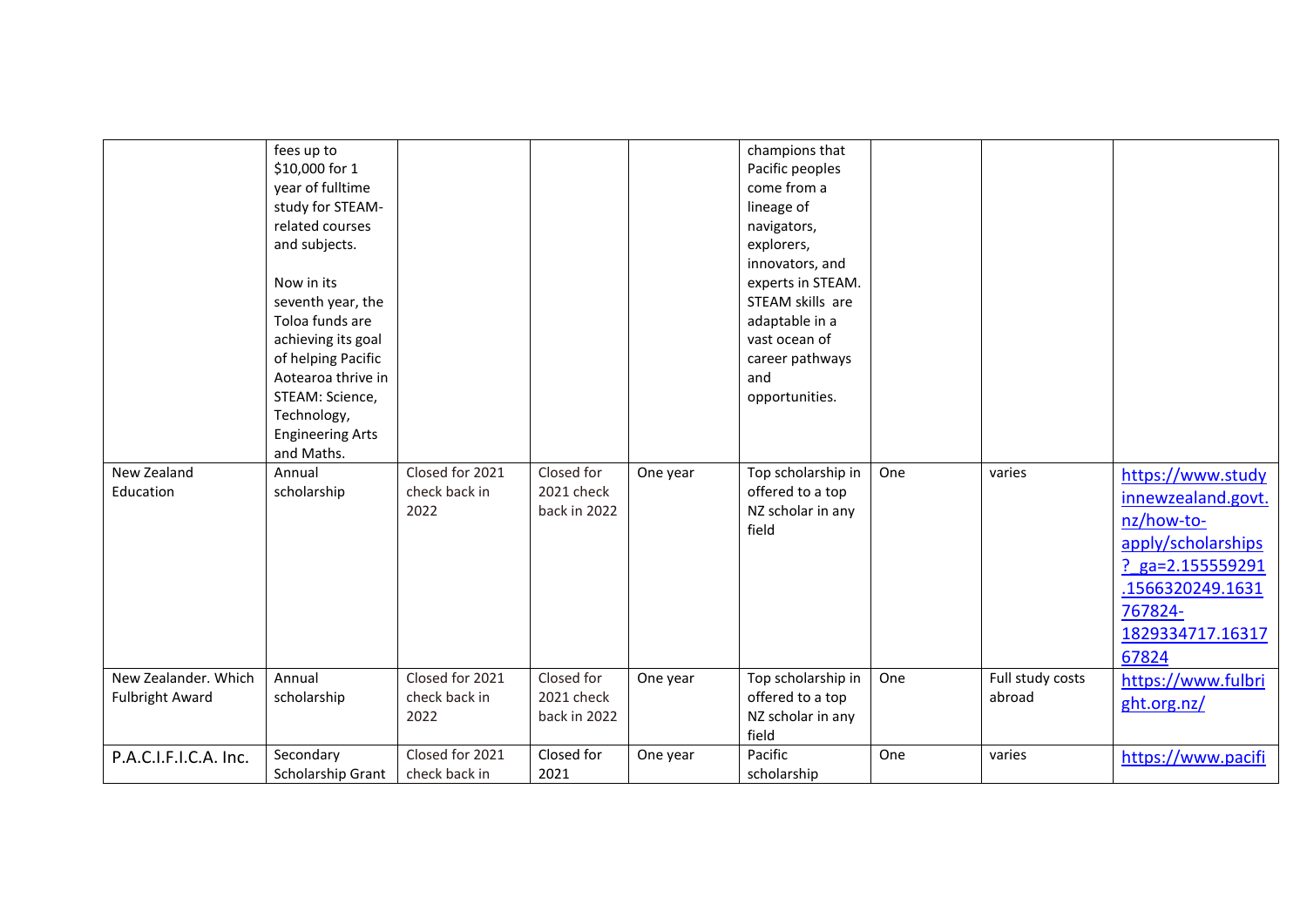| | | | | | | | | |
|---|---|---|---|---|---|---|---|---|
| | fees up to $10,000 for 1 year of fulltime study for STEAM-related courses and subjects.<br><br>Now in its seventh year, the Toloa funds are achieving its goal of helping Pacific Aotearoa thrive in STEAM: Science, Technology, Engineering Arts and Maths. | | | | champions that Pacific peoples come from a lineage of navigators, explorers, innovators, and experts in STEAM. STEAM skills are adaptable in a vast ocean of career pathways and opportunities. | | | |
| New Zealand Education | Annual scholarship | Closed for 2021 check back in 2022 | Closed for 2021 check back in 2022 | One year | Top scholarship in offered to a top NZ scholar in any field | One | varies | https://www.studyinnewzealand.govt.nz/how-to-apply/scholarships?_ga=2.155559291.1566320249.1631767824-1829334717.1631767824 |
| New Zealander. Which Fulbright Award | Annual scholarship | Closed for 2021 check back in 2022 | Closed for 2021 check back in 2022 | One year | Top scholarship in offered to a top NZ scholar in any field | One | Full study costs abroad | https://www.fulbright.org.nz/ |
| P.A.C.I.F.I.C.A. Inc. | Secondary Scholarship Grant | Closed for 2021 check back in | Closed for 2021 | One year | Pacific scholarship | One | varies | https://www.pacifi |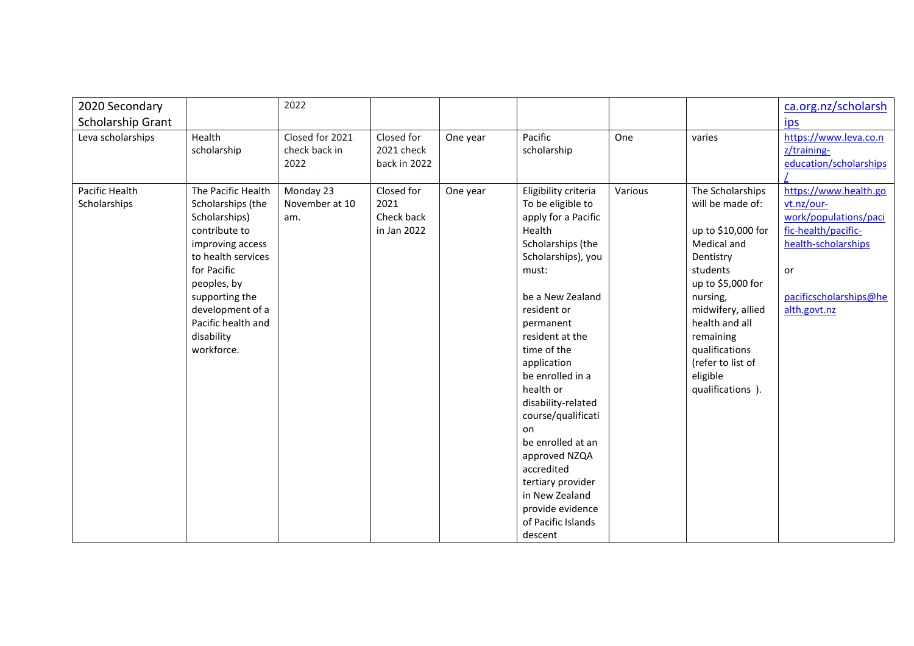| | | | | | | | | |
|---|---|---|---|---|---|---|---|---|
| 2020 Secondary Scholarship Grant | | 2022 | | | | | | ca.org.nz/scholarships |
| Leva scholarships | Health scholarship | Closed for 2021 check back in 2022 | Closed for 2021 check back in 2022 | One year | Pacific scholarship | One | varies | https://www.leva.co.nz/training-education/scholarships/ |
| Pacific Health Scholarships | The Pacific Health Scholarships (the Scholarships) contribute to improving access to health services for Pacific peoples, by supporting the development of a Pacific health and disability workforce. | Monday 23 November at 10 am. | Closed for 2021 Check back in Jan 2022 | One year | Eligibility criteria<br>To be eligible to apply for a Pacific Health Scholarships (the Scholarships), you must:<br><br>be a New Zealand resident or permanent resident at the time of the application<br>be enrolled in a health or disability-related course/qualification<br>be enrolled at an approved NZQA accredited tertiary provider in New Zealand<br>provide evidence of Pacific Islands descent | Various | The Scholarships will be made of:<br><br>up to $10,000 for Medical and Dentistry students<br>up to $5,000 for nursing, midwifery, allied health and all remaining qualifications (refer to list of eligible qualifications ). | https://www.health.govt.nz/our-work/populations/pacific-health/pacific-health-scholarships<br><br>or<br><br>pacificscholarships@health.govt.nz |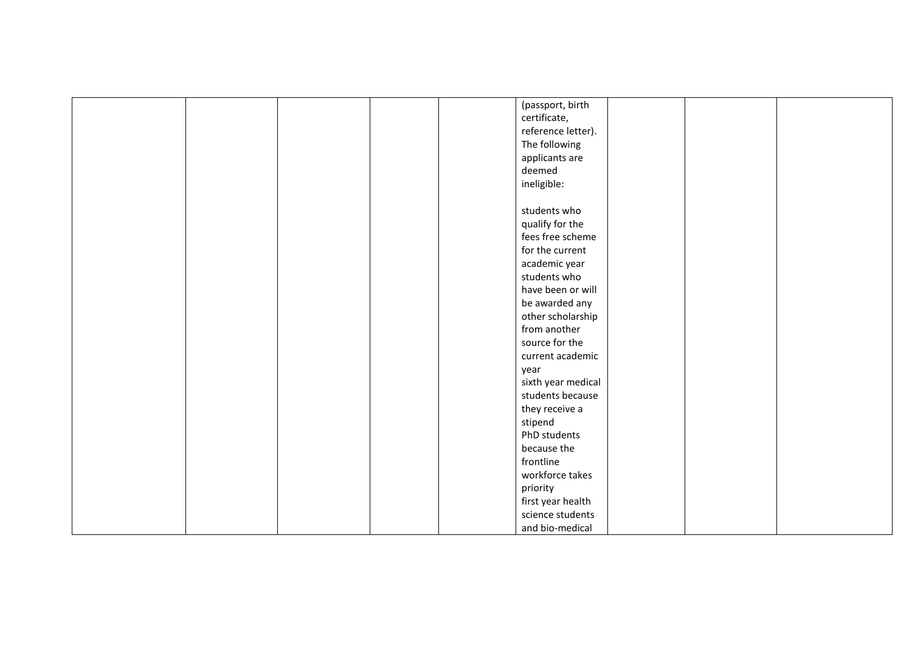| | | | | | | | | |
|---|---|---|---|---|---|---|---|---|
| | | | | | (passport, birth certificate, reference letter). The following applicants are deemed ineligible:<br><br>students who qualify for the fees free scheme for the current academic year<br>students who have been or will be awarded any other scholarship from another source for the current academic year<br>sixth year medical students because they receive a stipend<br>PhD students because the frontline workforce takes priority<br>first year health science students and bio-medical | | | |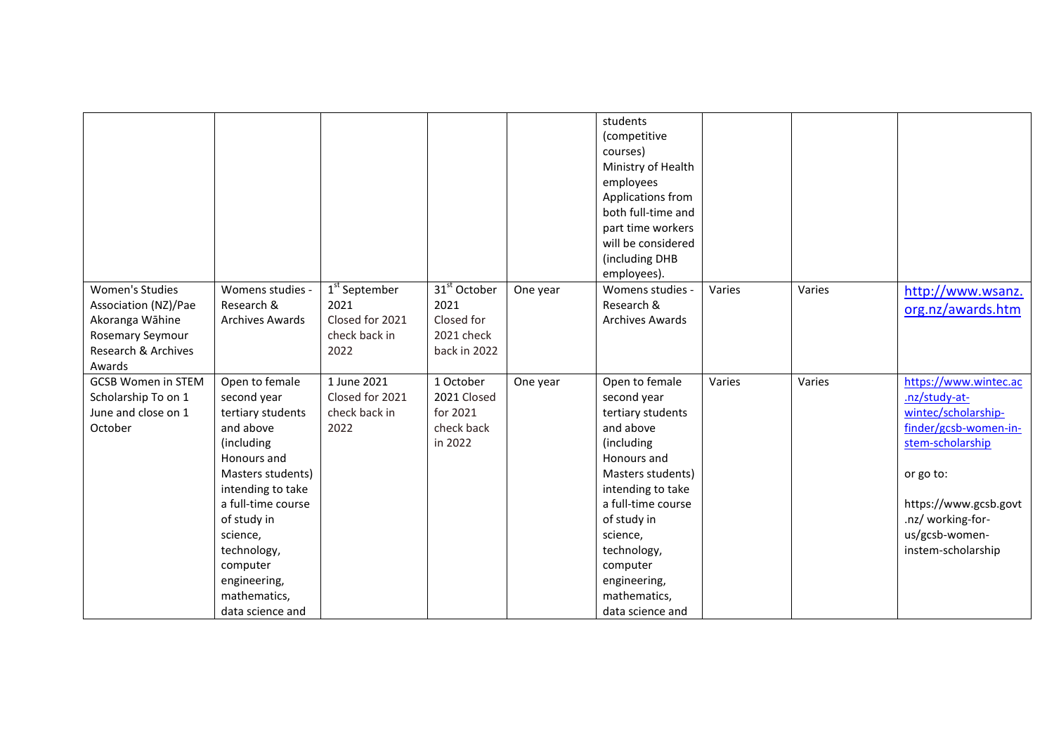| | | | | | | | | |
|---|---|---|---|---|---|---|---|---|
| | | | | | students (competitive courses) Ministry of Health employees Applications from both full-time and part time workers will be considered (including DHB employees). | | | |
| Women's Studies Association (NZ)/Pae Akoranga Wāhine Rosemary Seymour Research & Archives Awards | Womens studies - Research & Archives Awards | 1st September 2021 Closed for 2021 check back in 2022 | 31st October 2021 Closed for 2021 check back in 2022 | One year | Womens studies - Research & Archives Awards | Varies | Varies | http://www.wsanz.org.nz/awards.htm |
| GCSB Women in STEM Scholarship To on 1 June and close on 1 October | Open to female second year tertiary students and above (including Honours and Masters students) intending to take a full-time course of study in science, technology, computer engineering, mathematics, data science and | 1 June 2021 Closed for 2021 check back in 2022 | 1 October 2021 Closed for 2021 check back in 2022 | One year | Open to female second year tertiary students and above (including Honours and Masters students) intending to take a full-time course of study in science, technology, computer engineering, mathematics, data science and | Varies | Varies | https://www.wintec.ac.nz/study-at-wintec/scholarship-finder/gcsb-women-in-stem-scholarship<br><br>or go to:<br><br>https://www.gcsb.govt.nz/ working-for-us/gcsb-women-instem-scholarship |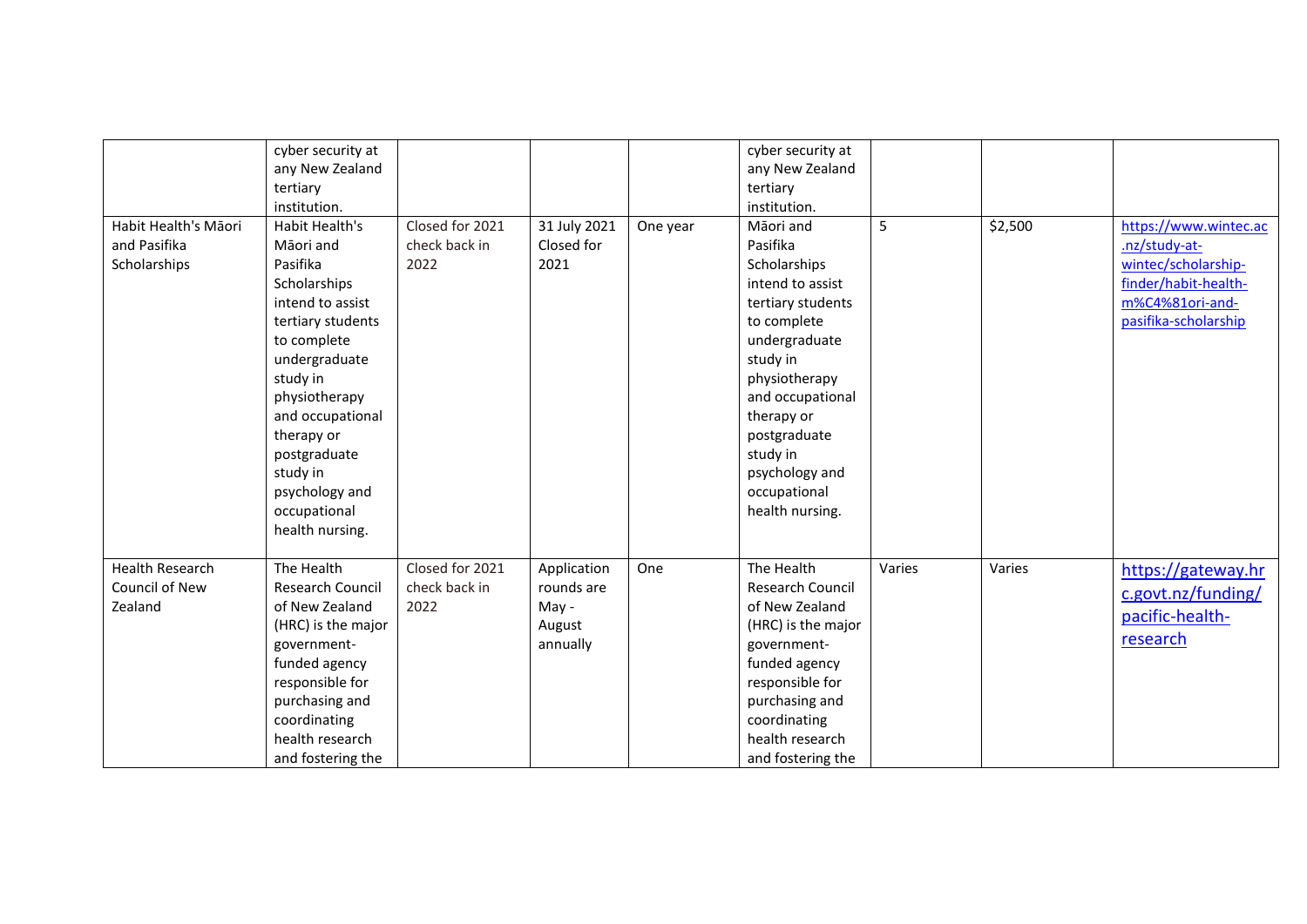| | | | | | | | | |
|---|---|---|---|---|---|---|---|---|
| | cyber security at any New Zealand tertiary institution. | | | | cyber security at any New Zealand tertiary institution. | | | |
| Habit Health's Māori and Pasifika Scholarships | Habit Health's Māori and Pasifika Scholarships intend to assist tertiary students to complete undergraduate study in physiotherapy and occupational therapy or postgraduate study in psychology and occupational health nursing. | Closed for 2021 check back in 2022 | 31 July 2021 Closed for 2021 | One year | Māori and Pasifika Scholarships intend to assist tertiary students to complete undergraduate study in physiotherapy and occupational therapy or postgraduate study in psychology and occupational health nursing. | 5 | $2,500 | https://www.wintec.ac.nz/study-at-wintec/scholarship-finder/habit-health-m%C4%81ori-and-pasifika-scholarship |
| Health Research Council of New Zealand | The Health Research Council of New Zealand (HRC) is the major government-funded agency responsible for purchasing and coordinating health research and fostering the | Closed for 2021 check back in 2022 | Application rounds are May - August annually | One | The Health Research Council of New Zealand (HRC) is the major government-funded agency responsible for purchasing and coordinating health research and fostering the | Varies | Varies | https://gateway.hrc.govt.nz/funding/pacific-health-research |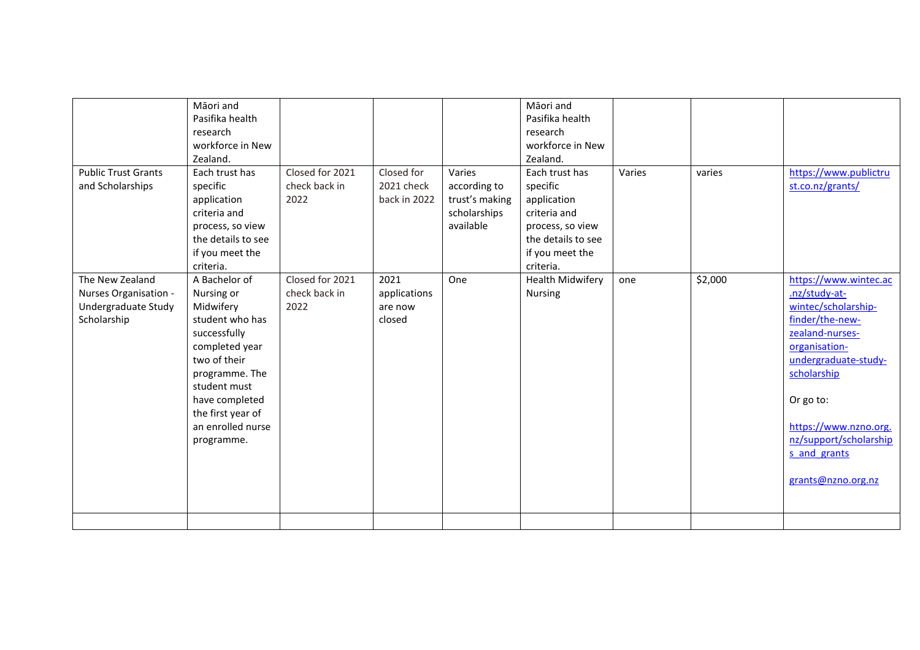| | | | | | | | | |
|---|---|---|---|---|---|---|---|---|
| | Māori and Pasifika health research workforce in New Zealand. | | | | Māori and Pasifika health research workforce in New Zealand. | | | |
| Public Trust Grants and Scholarships | Each trust has specific application criteria and process, so view the details to see if you meet the criteria. | Closed for 2021 check back in 2022 | Closed for 2021 check back in 2022 | Varies according to trust's making scholarships available | Each trust has specific application criteria and process, so view the details to see if you meet the criteria. | Varies | varies | https://www.publictrust.co.nz/grants/ |
| The New Zealand Nurses Organisation - Undergraduate Study Scholarship | A Bachelor of Nursing or Midwifery student who has successfully completed year two of their programme. The student must have completed the first year of an enrolled nurse programme. | Closed for 2021 check back in 2022 | 2021 applications are now closed | One | Health Midwifery Nursing | one | $2,000 | https://www.wintec.ac.nz/study-at-wintec/scholarship-finder/the-new-zealand-nurses-organisation-undergraduate-study-scholarship<br><br>Or go to:<br><br>https://www.nzno.org.nz/support/scholarships_and_grants<br><br>grants@nzno.org.nz |
| | | | | | | | | |